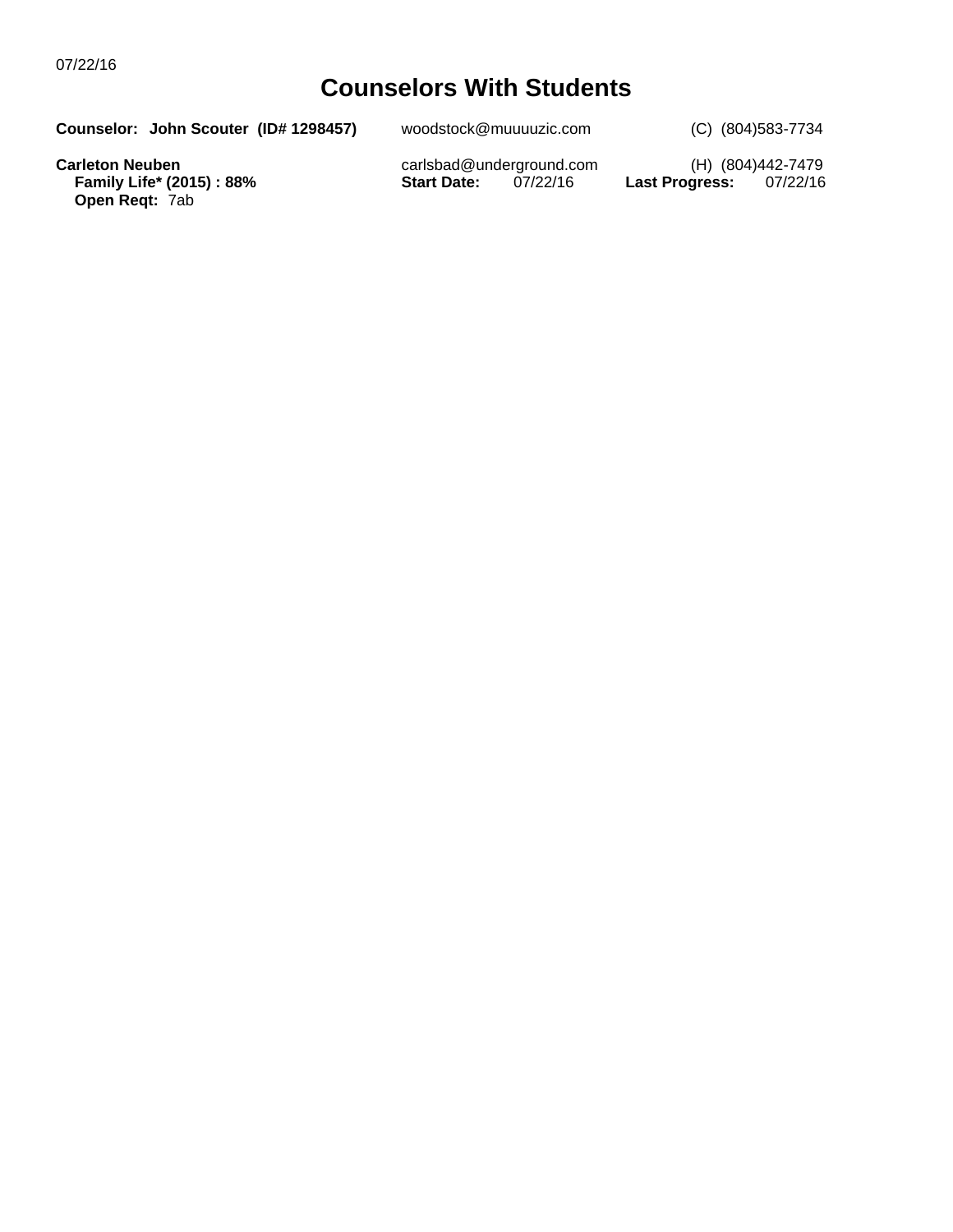07/22/16

# Counselors With Students

**Counselor: John Scouter (ID# 1298457)** woodstock@muuuuzic.com (C) (804)583-7734

**Carleton Neuben** carlsbad@underground.com (H) (804)442-7479

**Family Life* (2015) : 88%** **Start Date:** 07/22/16 **Last Progress:** 07/22/16

**Open Reqt:** 7ab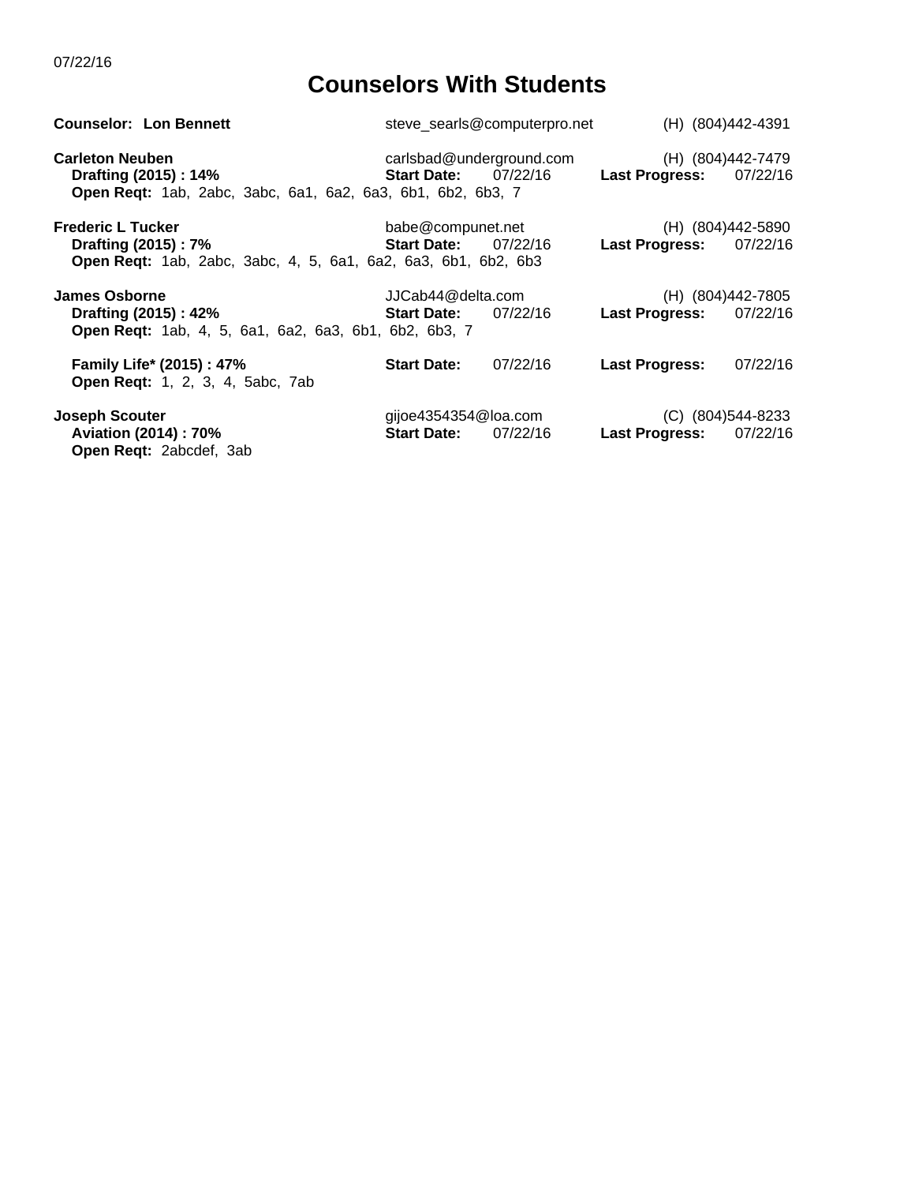07/22/16

# Counselors With Students

**Counselor: Lon Bennett** steve_searls@computerpro.net (H) (804)442-4391

**Carleton Neuben** carlsbad@underground.com (H) (804)442-7479
**Drafting (2015) : 14%** **Start Date:** 07/22/16 **Last Progress:** 07/22/16
**Open Reqt:** 1ab, 2abc, 3abc, 6a1, 6a2, 6a3, 6b1, 6b2, 6b3, 7

**Frederic L Tucker** babe@compunet.net (H) (804)442-5890
**Drafting (2015) : 7%** **Start Date:** 07/22/16 **Last Progress:** 07/22/16
**Open Reqt:** 1ab, 2abc, 3abc, 4, 5, 6a1, 6a2, 6a3, 6b1, 6b2, 6b3

**James Osborne** JJCab44@delta.com (H) (804)442-7805
**Drafting (2015) : 42%** **Start Date:** 07/22/16 **Last Progress:** 07/22/16
**Open Reqt:** 1ab, 4, 5, 6a1, 6a2, 6a3, 6b1, 6b2, 6b3, 7

**Family Life* (2015) : 47%** **Start Date:** 07/22/16 **Last Progress:** 07/22/16
**Open Reqt:** 1, 2, 3, 4, 5abc, 7ab

**Joseph Scouter** gijoe4354354@loa.com (C) (804)544-8233
**Aviation (2014) : 70%** **Start Date:** 07/22/16 **Last Progress:** 07/22/16
**Open Reqt:** 2abcdef, 3ab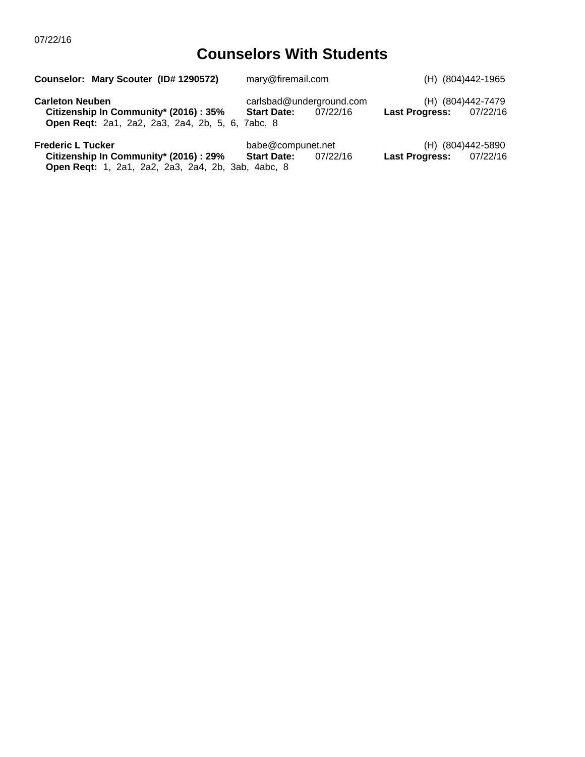07/22/16

# Counselors With Students

**Counselor: Mary Scouter (ID# 1290572)** mary@firemail.com (H) (804)442-1965

**Carleton Neuben** carlsbad@underground.com (H) (804)442-7479
**Citizenship In Community* (2016) : 35%** **Start Date:** 07/22/16 **Last Progress:** 07/22/16
**Open Reqt:** 2a1, 2a2, 2a3, 2a4, 2b, 5, 6, 7abc, 8

**Frederic L Tucker** babe@compunet.net (H) (804)442-5890
**Citizenship In Community* (2016) : 29%** **Start Date:** 07/22/16 **Last Progress:** 07/22/16
**Open Reqt:** 1, 2a1, 2a2, 2a3, 2a4, 2b, 3ab, 4abc, 8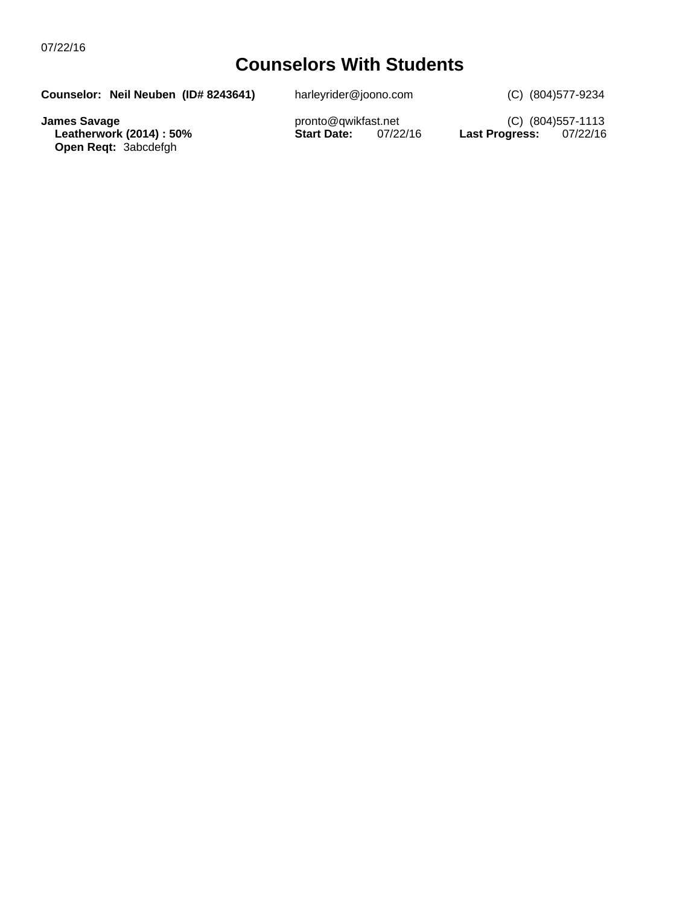07/22/16

# Counselors With Students

**Counselor: Neil Neuben (ID# 8243641)** harleyrider@joono.com (C) (804)577-9234

**James Savage** pronto@qwikfast.net (C) (804)557-1113

**Leatherwork (2014) : 50%** **Start Date:** 07/22/16 **Last Progress:** 07/22/16

**Open Reqt:** 3abcdefgh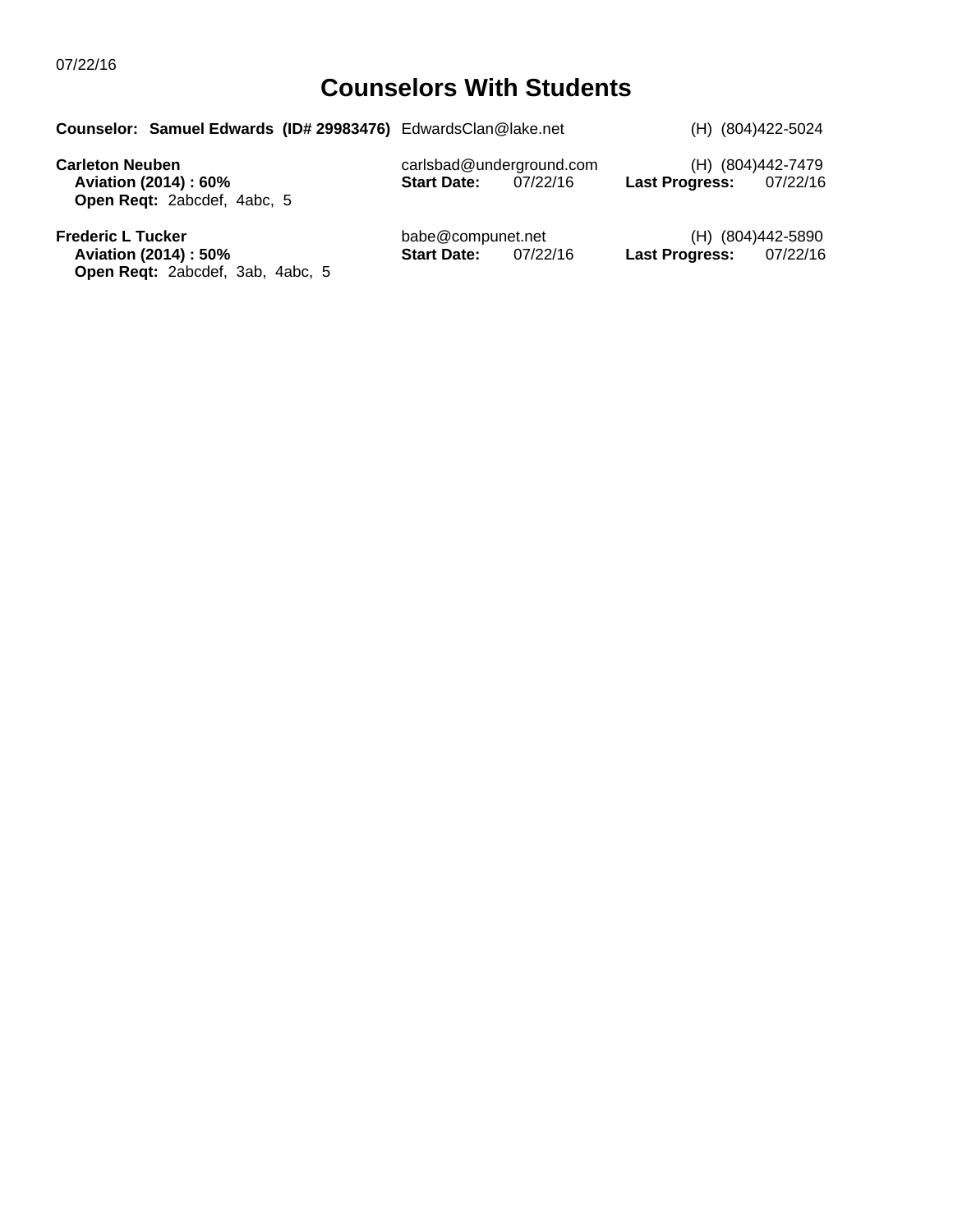07/22/16

# Counselors With Students

**Counselor: Samuel Edwards (ID# 29983476)** EdwardsClan@lake.net (H) (804)422-5024

**Carleton Neuben** carlsbad@underground.com (H) (804)442-7479
**Aviation (2014) : 60%** **Start Date:** 07/22/16 **Last Progress:** 07/22/16
**Open Reqt:** 2abcdef, 4abc, 5

**Frederic L Tucker** babe@compunet.net (H) (804)442-5890
**Aviation (2014) : 50%** **Start Date:** 07/22/16 **Last Progress:** 07/22/16
**Open Reqt:** 2abcdef, 3ab, 4abc, 5